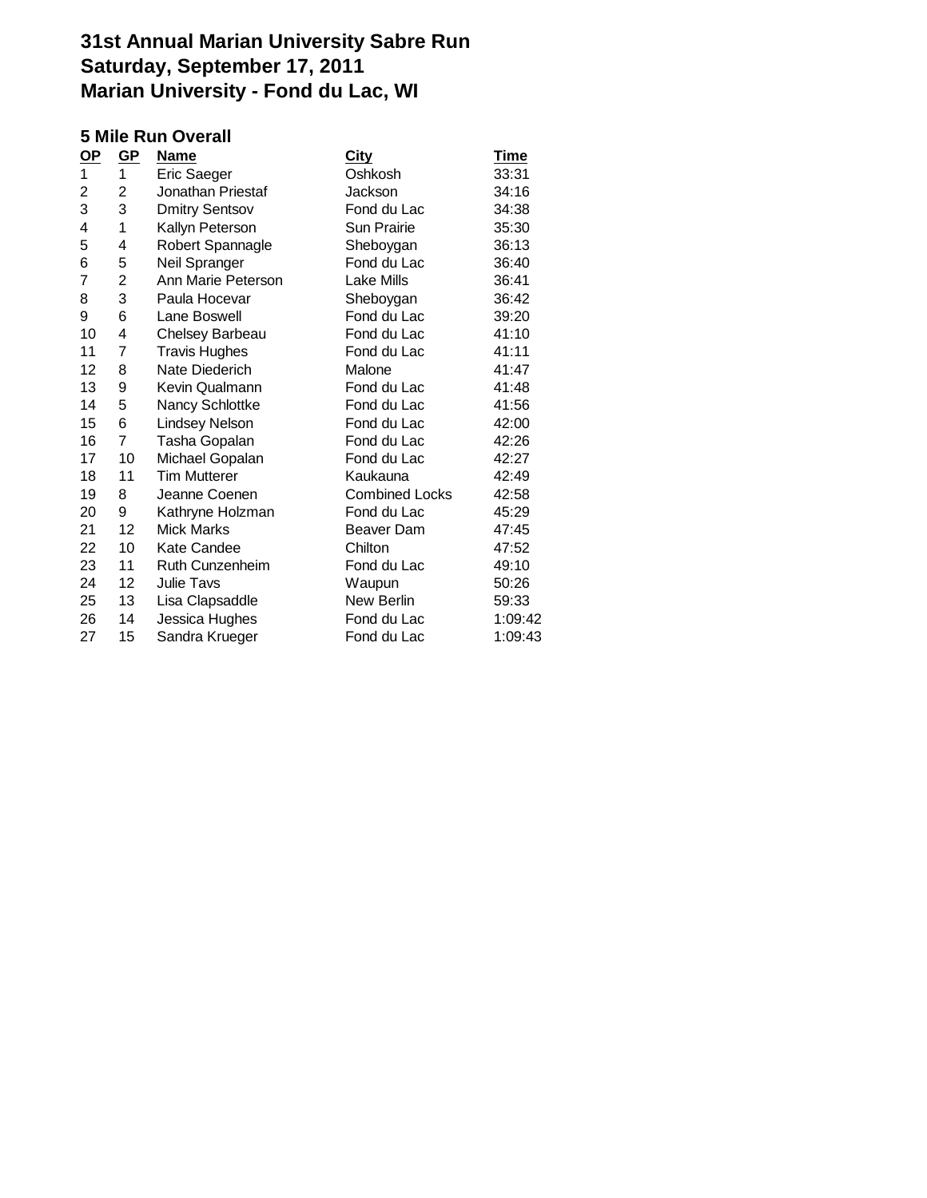# 31st Annual Marian University Sabre Run
# Saturday, September 17, 2011
# Marian University - Fond du Lac, WI

## 5 Mile Run Overall

| OP | GP | Name | City | Time |
|---|---|---|---|---|
| 1 | 1 | Eric Saeger | Oshkosh | 33:31 |
| 2 | 2 | Jonathan Priestaf | Jackson | 34:16 |
| 3 | 3 | Dmitry Sentsov | Fond du Lac | 34:38 |
| 4 | 1 | Kallyn Peterson | Sun Prairie | 35:30 |
| 5 | 4 | Robert Spannagle | Sheboygan | 36:13 |
| 6 | 5 | Neil Spranger | Fond du Lac | 36:40 |
| 7 | 2 | Ann Marie Peterson | Lake Mills | 36:41 |
| 8 | 3 | Paula Hocevar | Sheboygan | 36:42 |
| 9 | 6 | Lane Boswell | Fond du Lac | 39:20 |
| 10 | 4 | Chelsey Barbeau | Fond du Lac | 41:10 |
| 11 | 7 | Travis Hughes | Fond du Lac | 41:11 |
| 12 | 8 | Nate Diederich | Malone | 41:47 |
| 13 | 9 | Kevin Qualmann | Fond du Lac | 41:48 |
| 14 | 5 | Nancy Schlottke | Fond du Lac | 41:56 |
| 15 | 6 | Lindsey Nelson | Fond du Lac | 42:00 |
| 16 | 7 | Tasha Gopalan | Fond du Lac | 42:26 |
| 17 | 10 | Michael Gopalan | Fond du Lac | 42:27 |
| 18 | 11 | Tim Mutterer | Kaukauna | 42:49 |
| 19 | 8 | Jeanne Coenen | Combined Locks | 42:58 |
| 20 | 9 | Kathryne Holzman | Fond du Lac | 45:29 |
| 21 | 12 | Mick Marks | Beaver Dam | 47:45 |
| 22 | 10 | Kate Candee | Chilton | 47:52 |
| 23 | 11 | Ruth Cunzenheim | Fond du Lac | 49:10 |
| 24 | 12 | Julie Tavs | Waupun | 50:26 |
| 25 | 13 | Lisa Clapsaddle | New Berlin | 59:33 |
| 26 | 14 | Jessica Hughes | Fond du Lac | 1:09:42 |
| 27 | 15 | Sandra Krueger | Fond du Lac | 1:09:43 |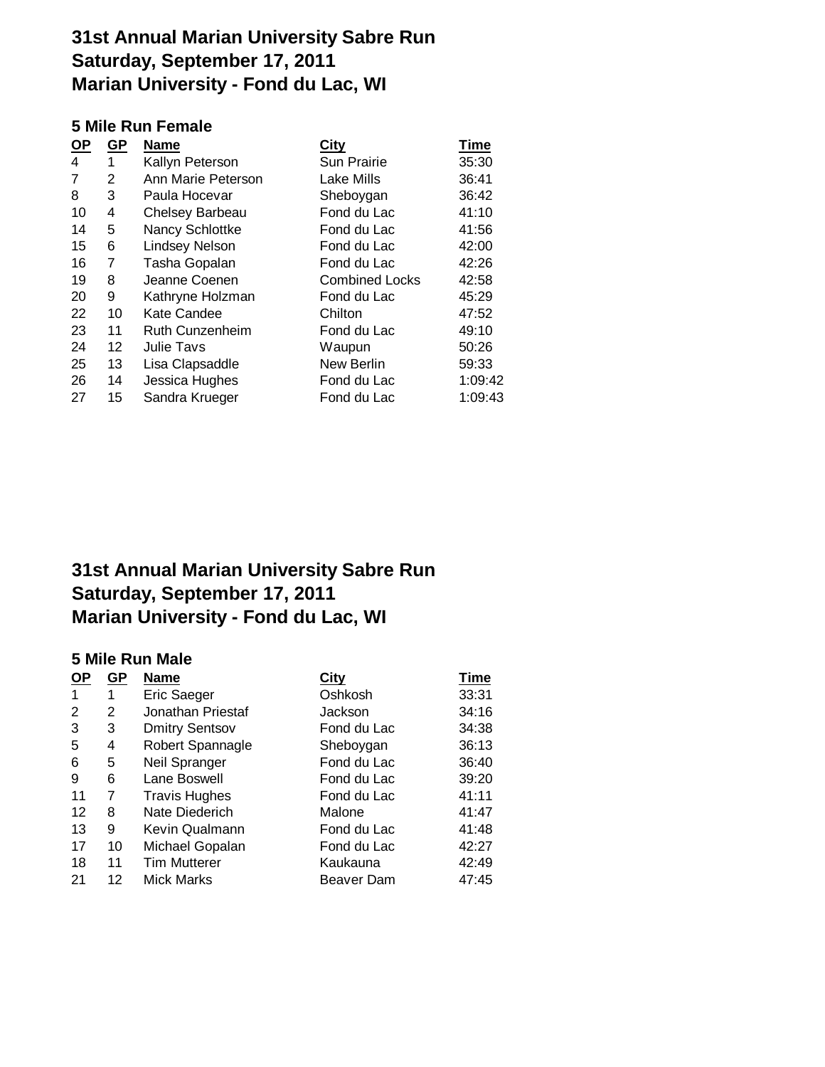# 31st Annual Marian University Sabre Run
# Saturday, September 17, 2011
# Marian University - Fond du Lac, WI

## 5 Mile Run Female

| OP | GP | Name | City | Time |
|---|---|---|---|---|
| 4 | 1 | Kallyn Peterson | Sun Prairie | 35:30 |
| 7 | 2 | Ann Marie Peterson | Lake Mills | 36:41 |
| 8 | 3 | Paula Hocevar | Sheboygan | 36:42 |
| 10 | 4 | Chelsey Barbeau | Fond du Lac | 41:10 |
| 14 | 5 | Nancy Schlottke | Fond du Lac | 41:56 |
| 15 | 6 | Lindsey Nelson | Fond du Lac | 42:00 |
| 16 | 7 | Tasha Gopalan | Fond du Lac | 42:26 |
| 19 | 8 | Jeanne Coenen | Combined Locks | 42:58 |
| 20 | 9 | Kathryne Holzman | Fond du Lac | 45:29 |
| 22 | 10 | Kate Candee | Chilton | 47:52 |
| 23 | 11 | Ruth Cunzenheim | Fond du Lac | 49:10 |
| 24 | 12 | Julie Tavs | Waupun | 50:26 |
| 25 | 13 | Lisa Clapsaddle | New Berlin | 59:33 |
| 26 | 14 | Jessica Hughes | Fond du Lac | 1:09:42 |
| 27 | 15 | Sandra Krueger | Fond du Lac | 1:09:43 |

# 31st Annual Marian University Sabre Run
# Saturday, September 17, 2011
# Marian University - Fond du Lac, WI

## 5 Mile Run Male

| OP | GP | Name | City | Time |
|---|---|---|---|---|
| 1 | 1 | Eric Saeger | Oshkosh | 33:31 |
| 2 | 2 | Jonathan Priestaf | Jackson | 34:16 |
| 3 | 3 | Dmitry Sentsov | Fond du Lac | 34:38 |
| 5 | 4 | Robert Spannagle | Sheboygan | 36:13 |
| 6 | 5 | Neil Spranger | Fond du Lac | 36:40 |
| 9 | 6 | Lane Boswell | Fond du Lac | 39:20 |
| 11 | 7 | Travis Hughes | Fond du Lac | 41:11 |
| 12 | 8 | Nate Diederich | Malone | 41:47 |
| 13 | 9 | Kevin Qualmann | Fond du Lac | 41:48 |
| 17 | 10 | Michael Gopalan | Fond du Lac | 42:27 |
| 18 | 11 | Tim Mutterer | Kaukauna | 42:49 |
| 21 | 12 | Mick Marks | Beaver Dam | 47:45 |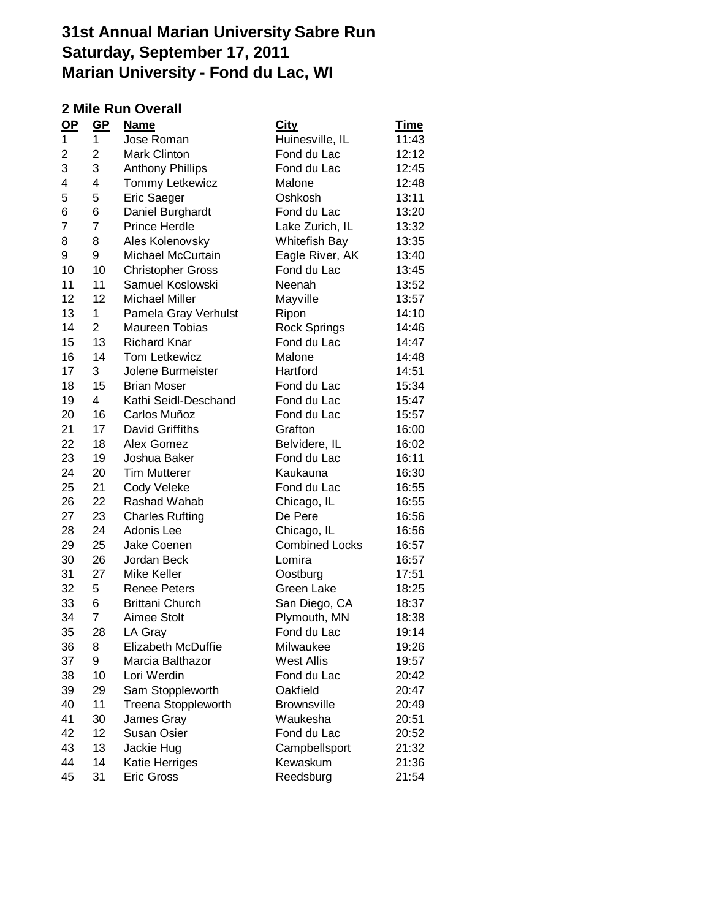# 31st Annual Marian University Sabre Run
# Saturday, September 17, 2011
# Marian University - Fond du Lac, WI

## 2 Mile Run Overall

| OP | GP | Name | City | Time |
|---|---|---|---|---|
| 1 | 1 | Jose Roman | Huinesville, IL | 11:43 |
| 2 | 2 | Mark Clinton | Fond du Lac | 12:12 |
| 3 | 3 | Anthony Phillips | Fond du Lac | 12:45 |
| 4 | 4 | Tommy Letkewicz | Malone | 12:48 |
| 5 | 5 | Eric Saeger | Oshkosh | 13:11 |
| 6 | 6 | Daniel Burghardt | Fond du Lac | 13:20 |
| 7 | 7 | Prince Herdle | Lake Zurich, IL | 13:32 |
| 8 | 8 | Ales Kolenovsky | Whitefish Bay | 13:35 |
| 9 | 9 | Michael McCurtain | Eagle River, AK | 13:40 |
| 10 | 10 | Christopher Gross | Fond du Lac | 13:45 |
| 11 | 11 | Samuel Koslowski | Neenah | 13:52 |
| 12 | 12 | Michael Miller | Mayville | 13:57 |
| 13 | 1 | Pamela Gray Verhulst | Ripon | 14:10 |
| 14 | 2 | Maureen Tobias | Rock Springs | 14:46 |
| 15 | 13 | Richard Knar | Fond du Lac | 14:47 |
| 16 | 14 | Tom Letkewicz | Malone | 14:48 |
| 17 | 3 | Jolene Burmeister | Hartford | 14:51 |
| 18 | 15 | Brian Moser | Fond du Lac | 15:34 |
| 19 | 4 | Kathi Seidl-Deschand | Fond du Lac | 15:47 |
| 20 | 16 | Carlos Muñoz | Fond du Lac | 15:57 |
| 21 | 17 | David Griffiths | Grafton | 16:00 |
| 22 | 18 | Alex Gomez | Belvidere, IL | 16:02 |
| 23 | 19 | Joshua Baker | Fond du Lac | 16:11 |
| 24 | 20 | Tim Mutterer | Kaukauna | 16:30 |
| 25 | 21 | Cody Veleke | Fond du Lac | 16:55 |
| 26 | 22 | Rashad Wahab | Chicago, IL | 16:55 |
| 27 | 23 | Charles Rufting | De Pere | 16:56 |
| 28 | 24 | Adonis Lee | Chicago, IL | 16:56 |
| 29 | 25 | Jake Coenen | Combined Locks | 16:57 |
| 30 | 26 | Jordan Beck | Lomira | 16:57 |
| 31 | 27 | Mike Keller | Oostburg | 17:51 |
| 32 | 5 | Renee Peters | Green Lake | 18:25 |
| 33 | 6 | Brittani Church | San Diego, CA | 18:37 |
| 34 | 7 | Aimee Stolt | Plymouth, MN | 18:38 |
| 35 | 28 | LA Gray | Fond du Lac | 19:14 |
| 36 | 8 | Elizabeth McDuffie | Milwaukee | 19:26 |
| 37 | 9 | Marcia Balthazor | West Allis | 19:57 |
| 38 | 10 | Lori Werdin | Fond du Lac | 20:42 |
| 39 | 29 | Sam Stoppleworth | Oakfield | 20:47 |
| 40 | 11 | Treena Stoppleworth | Brownsville | 20:49 |
| 41 | 30 | James Gray | Waukesha | 20:51 |
| 42 | 12 | Susan Osier | Fond du Lac | 20:52 |
| 43 | 13 | Jackie Hug | Campbellsport | 21:32 |
| 44 | 14 | Katie Herriges | Kewaskum | 21:36 |
| 45 | 31 | Eric Gross | Reedsburg | 21:54 |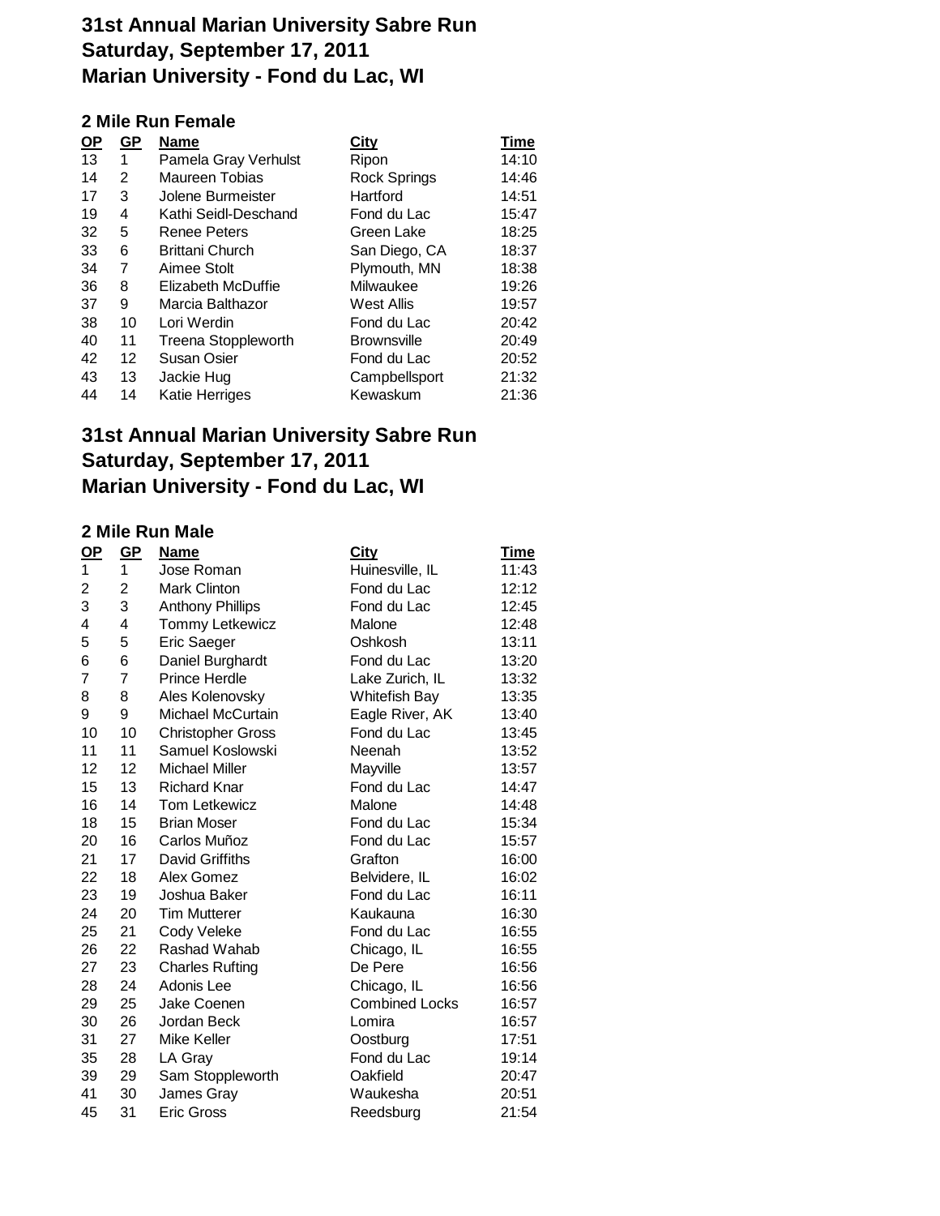# 31st Annual Marian University Sabre Run
# Saturday, September 17, 2011
# Marian University - Fond du Lac, WI

## 2 Mile Run Female

| OP | GP | Name | City | Time |
|---|---|---|---|---|
| 13 | 1 | Pamela Gray Verhulst | Ripon | 14:10 |
| 14 | 2 | Maureen Tobias | Rock Springs | 14:46 |
| 17 | 3 | Jolene Burmeister | Hartford | 14:51 |
| 19 | 4 | Kathi Seidl-Deschand | Fond du Lac | 15:47 |
| 32 | 5 | Renee Peters | Green Lake | 18:25 |
| 33 | 6 | Brittani Church | San Diego, CA | 18:37 |
| 34 | 7 | Aimee Stolt | Plymouth, MN | 18:38 |
| 36 | 8 | Elizabeth McDuffie | Milwaukee | 19:26 |
| 37 | 9 | Marcia Balthazor | West Allis | 19:57 |
| 38 | 10 | Lori Werdin | Fond du Lac | 20:42 |
| 40 | 11 | Treena Stoppleworth | Brownsville | 20:49 |
| 42 | 12 | Susan Osier | Fond du Lac | 20:52 |
| 43 | 13 | Jackie Hug | Campbellsport | 21:32 |
| 44 | 14 | Katie Herriges | Kewaskum | 21:36 |

# 31st Annual Marian University Sabre Run
# Saturday, September 17, 2011
# Marian University - Fond du Lac, WI

## 2 Mile Run Male

| OP | GP | Name | City | Time |
|---|---|---|---|---|
| 1 | 1 | Jose Roman | Huinesville, IL | 11:43 |
| 2 | 2 | Mark Clinton | Fond du Lac | 12:12 |
| 3 | 3 | Anthony Phillips | Fond du Lac | 12:45 |
| 4 | 4 | Tommy Letkewicz | Malone | 12:48 |
| 5 | 5 | Eric Saeger | Oshkosh | 13:11 |
| 6 | 6 | Daniel Burghardt | Fond du Lac | 13:20 |
| 7 | 7 | Prince Herdle | Lake Zurich, IL | 13:32 |
| 8 | 8 | Ales Kolenovsky | Whitefish Bay | 13:35 |
| 9 | 9 | Michael McCurtain | Eagle River, AK | 13:40 |
| 10 | 10 | Christopher Gross | Fond du Lac | 13:45 |
| 11 | 11 | Samuel Koslowski | Neenah | 13:52 |
| 12 | 12 | Michael Miller | Mayville | 13:57 |
| 15 | 13 | Richard Knar | Fond du Lac | 14:47 |
| 16 | 14 | Tom Letkewicz | Malone | 14:48 |
| 18 | 15 | Brian Moser | Fond du Lac | 15:34 |
| 20 | 16 | Carlos Muñoz | Fond du Lac | 15:57 |
| 21 | 17 | David Griffiths | Grafton | 16:00 |
| 22 | 18 | Alex Gomez | Belvidere, IL | 16:02 |
| 23 | 19 | Joshua Baker | Fond du Lac | 16:11 |
| 24 | 20 | Tim Mutterer | Kaukauna | 16:30 |
| 25 | 21 | Cody Veleke | Fond du Lac | 16:55 |
| 26 | 22 | Rashad Wahab | Chicago, IL | 16:55 |
| 27 | 23 | Charles Rufting | De Pere | 16:56 |
| 28 | 24 | Adonis Lee | Chicago, IL | 16:56 |
| 29 | 25 | Jake Coenen | Combined Locks | 16:57 |
| 30 | 26 | Jordan Beck | Lomira | 16:57 |
| 31 | 27 | Mike Keller | Oostburg | 17:51 |
| 35 | 28 | LA Gray | Fond du Lac | 19:14 |
| 39 | 29 | Sam Stoppleworth | Oakfield | 20:47 |
| 41 | 30 | James Gray | Waukesha | 20:51 |
| 45 | 31 | Eric Gross | Reedsburg | 21:54 |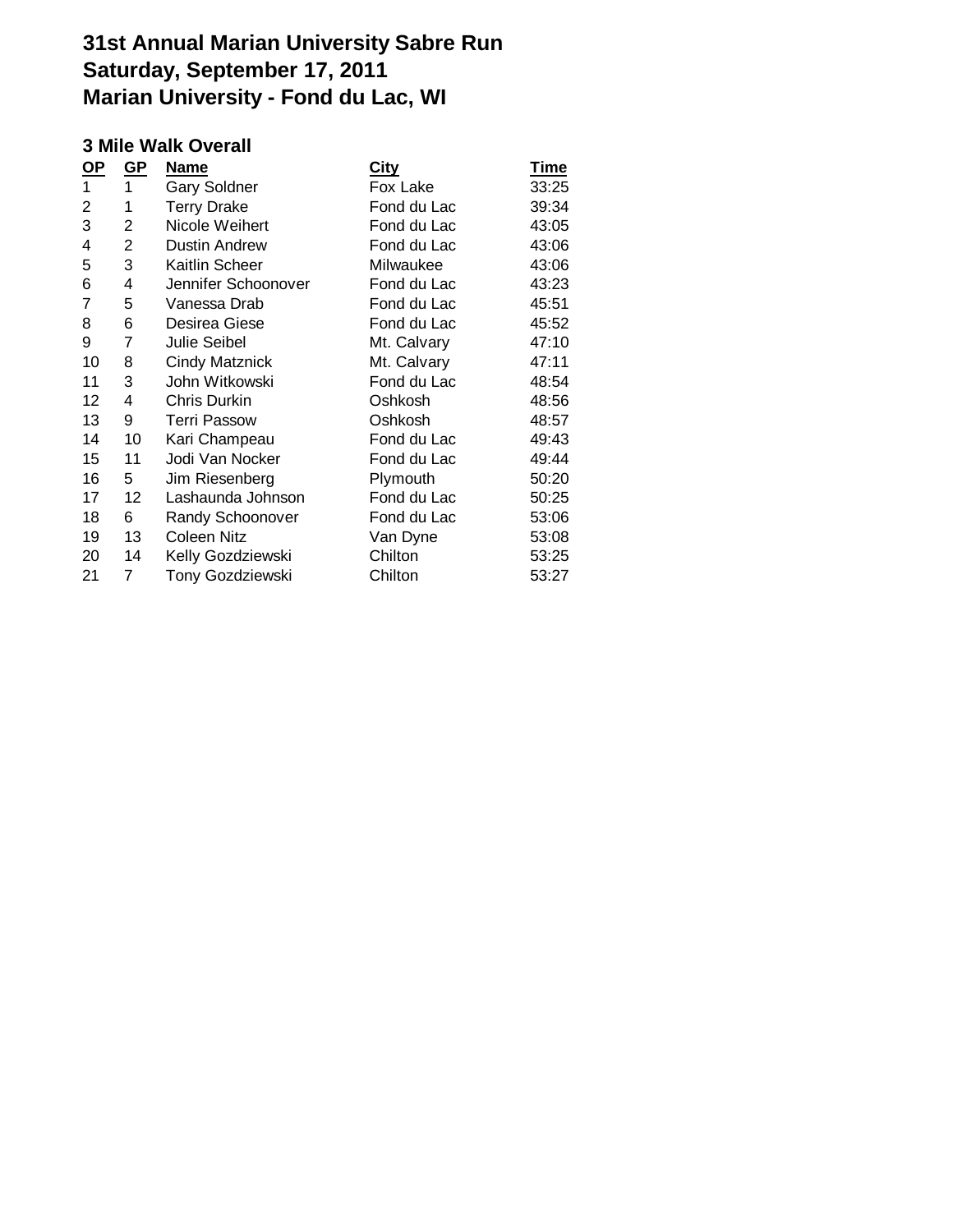# 31st Annual Marian University Sabre Run
# Saturday, September 17, 2011
# Marian University - Fond du Lac, WI

### 3 Mile Walk Overall

| OP | GP | Name | City | Time |
|---|---|---|---|---|
| 1 | 1 | Gary Soldner | Fox Lake | 33:25 |
| 2 | 1 | Terry Drake | Fond du Lac | 39:34 |
| 3 | 2 | Nicole Weihert | Fond du Lac | 43:05 |
| 4 | 2 | Dustin Andrew | Fond du Lac | 43:06 |
| 5 | 3 | Kaitlin Scheer | Milwaukee | 43:06 |
| 6 | 4 | Jennifer Schoonover | Fond du Lac | 43:23 |
| 7 | 5 | Vanessa Drab | Fond du Lac | 45:51 |
| 8 | 6 | Desirea Giese | Fond du Lac | 45:52 |
| 9 | 7 | Julie Seibel | Mt. Calvary | 47:10 |
| 10 | 8 | Cindy Matznick | Mt. Calvary | 47:11 |
| 11 | 3 | John Witkowski | Fond du Lac | 48:54 |
| 12 | 4 | Chris Durkin | Oshkosh | 48:56 |
| 13 | 9 | Terri Passow | Oshkosh | 48:57 |
| 14 | 10 | Kari Champeau | Fond du Lac | 49:43 |
| 15 | 11 | Jodi Van Nocker | Fond du Lac | 49:44 |
| 16 | 5 | Jim Riesenberg | Plymouth | 50:20 |
| 17 | 12 | Lashaunda Johnson | Fond du Lac | 50:25 |
| 18 | 6 | Randy Schoonover | Fond du Lac | 53:06 |
| 19 | 13 | Coleen Nitz | Van Dyne | 53:08 |
| 20 | 14 | Kelly Gozdziewski | Chilton | 53:25 |
| 21 | 7 | Tony Gozdziewski | Chilton | 53:27 |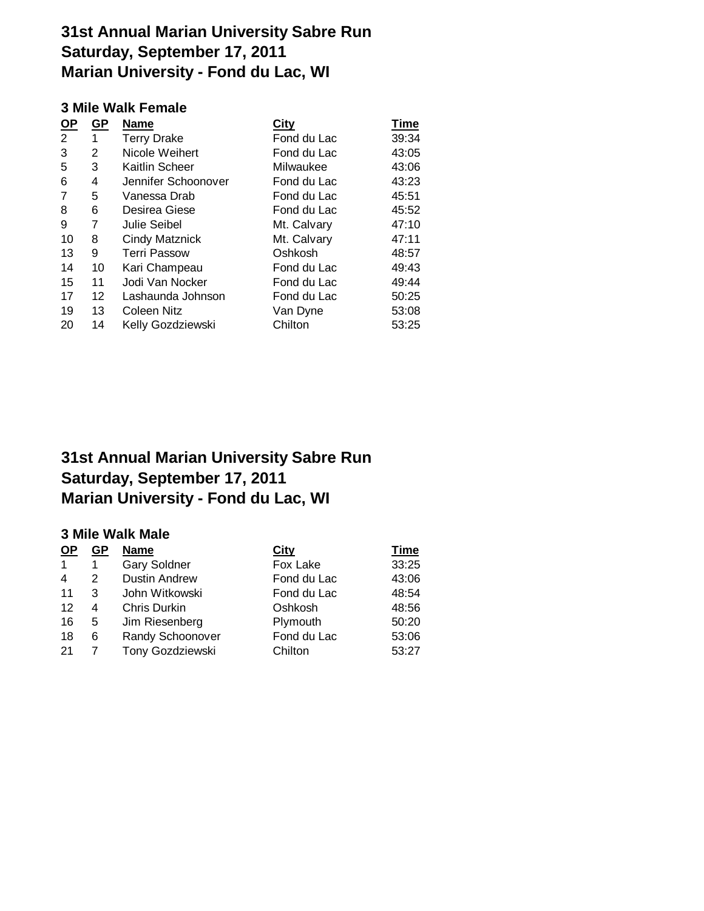# 31st Annual Marian University Sabre Run
# Saturday, September 17, 2011
# Marian University - Fond du Lac, WI

### 3 Mile Walk Female

| OP | GP | Name | City | Time |
|---|---|---|---|---|
| 2 | 1 | Terry Drake | Fond du Lac | 39:34 |
| 3 | 2 | Nicole Weihert | Fond du Lac | 43:05 |
| 5 | 3 | Kaitlin Scheer | Milwaukee | 43:06 |
| 6 | 4 | Jennifer Schoonover | Fond du Lac | 43:23 |
| 7 | 5 | Vanessa Drab | Fond du Lac | 45:51 |
| 8 | 6 | Desirea Giese | Fond du Lac | 45:52 |
| 9 | 7 | Julie Seibel | Mt. Calvary | 47:10 |
| 10 | 8 | Cindy Matznick | Mt. Calvary | 47:11 |
| 13 | 9 | Terri Passow | Oshkosh | 48:57 |
| 14 | 10 | Kari Champeau | Fond du Lac | 49:43 |
| 15 | 11 | Jodi Van Nocker | Fond du Lac | 49:44 |
| 17 | 12 | Lashaunda Johnson | Fond du Lac | 50:25 |
| 19 | 13 | Coleen Nitz | Van Dyne | 53:08 |
| 20 | 14 | Kelly Gozdziewski | Chilton | 53:25 |

# 31st Annual Marian University Sabre Run
# Saturday, September 17, 2011
# Marian University - Fond du Lac, WI

### 3 Mile Walk Male

| OP | GP | Name | City | Time |
|---|---|---|---|---|
| 1 | 1 | Gary Soldner | Fox Lake | 33:25 |
| 4 | 2 | Dustin Andrew | Fond du Lac | 43:06 |
| 11 | 3 | John Witkowski | Fond du Lac | 48:54 |
| 12 | 4 | Chris Durkin | Oshkosh | 48:56 |
| 16 | 5 | Jim Riesenberg | Plymouth | 50:20 |
| 18 | 6 | Randy Schoonover | Fond du Lac | 53:06 |
| 21 | 7 | Tony Gozdziewski | Chilton | 53:27 |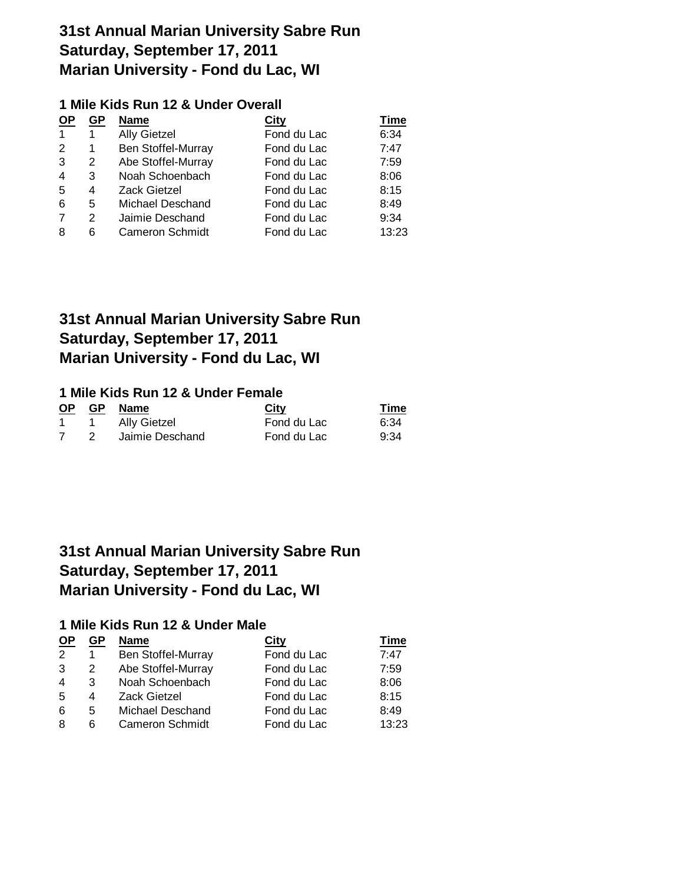# 31st Annual Marian University Sabre Run
# Saturday, September 17, 2011
# Marian University - Fond du Lac, WI

### 1 Mile Kids Run 12 & Under Overall

| OP | GP | Name | City | Time |
|---|---|---|---|---|
| 1 | 1 | Ally Gietzel | Fond du Lac | 6:34 |
| 2 | 1 | Ben Stoffel-Murray | Fond du Lac | 7:47 |
| 3 | 2 | Abe Stoffel-Murray | Fond du Lac | 7:59 |
| 4 | 3 | Noah Schoenbach | Fond du Lac | 8:06 |
| 5 | 4 | Zack Gietzel | Fond du Lac | 8:15 |
| 6 | 5 | Michael Deschand | Fond du Lac | 8:49 |
| 7 | 2 | Jaimie Deschand | Fond du Lac | 9:34 |
| 8 | 6 | Cameron Schmidt | Fond du Lac | 13:23 |

# 31st Annual Marian University Sabre Run
# Saturday, September 17, 2011
# Marian University - Fond du Lac, WI

### 1 Mile Kids Run 12 & Under Female

| OP | GP | Name | City | Time |
|---|---|---|---|---|
| 1 | 1 | Ally Gietzel | Fond du Lac | 6:34 |
| 7 | 2 | Jaimie Deschand | Fond du Lac | 9:34 |

# 31st Annual Marian University Sabre Run
# Saturday, September 17, 2011
# Marian University - Fond du Lac, WI

### 1 Mile Kids Run 12 & Under Male

| OP | GP | Name | City | Time |
|---|---|---|---|---|
| 2 | 1 | Ben Stoffel-Murray | Fond du Lac | 7:47 |
| 3 | 2 | Abe Stoffel-Murray | Fond du Lac | 7:59 |
| 4 | 3 | Noah Schoenbach | Fond du Lac | 8:06 |
| 5 | 4 | Zack Gietzel | Fond du Lac | 8:15 |
| 6 | 5 | Michael Deschand | Fond du Lac | 8:49 |
| 8 | 6 | Cameron Schmidt | Fond du Lac | 13:23 |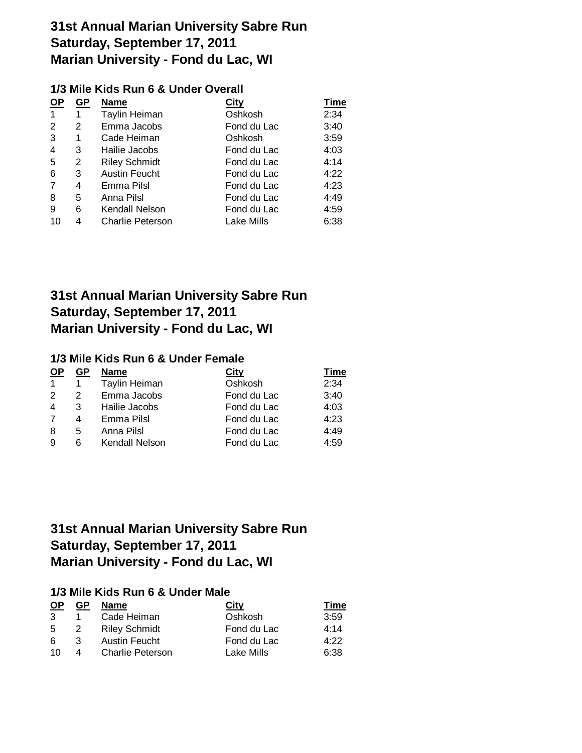# 31st Annual Marian University Sabre Run
# Saturday, September 17, 2011
# Marian University - Fond du Lac, WI

### 1/3 Mile Kids Run 6 & Under Overall

| OP | GP | Name | City | Time |
|---|---|---|---|---|
| 1 | 1 | Taylin Heiman | Oshkosh | 2:34 |
| 2 | 2 | Emma Jacobs | Fond du Lac | 3:40 |
| 3 | 1 | Cade Heiman | Oshkosh | 3:59 |
| 4 | 3 | Hailie Jacobs | Fond du Lac | 4:03 |
| 5 | 2 | Riley Schmidt | Fond du Lac | 4:14 |
| 6 | 3 | Austin Feucht | Fond du Lac | 4:22 |
| 7 | 4 | Emma Pilsl | Fond du Lac | 4:23 |
| 8 | 5 | Anna Pilsl | Fond du Lac | 4:49 |
| 9 | 6 | Kendall Nelson | Fond du Lac | 4:59 |
| 10 | 4 | Charlie Peterson | Lake Mills | 6:38 |

# 31st Annual Marian University Sabre Run
# Saturday, September 17, 2011
# Marian University - Fond du Lac, WI

### 1/3 Mile Kids Run 6 & Under Female

| OP | GP | Name | City | Time |
|---|---|---|---|---|
| 1 | 1 | Taylin Heiman | Oshkosh | 2:34 |
| 2 | 2 | Emma Jacobs | Fond du Lac | 3:40 |
| 4 | 3 | Hailie Jacobs | Fond du Lac | 4:03 |
| 7 | 4 | Emma Pilsl | Fond du Lac | 4:23 |
| 8 | 5 | Anna Pilsl | Fond du Lac | 4:49 |
| 9 | 6 | Kendall Nelson | Fond du Lac | 4:59 |

# 31st Annual Marian University Sabre Run
# Saturday, September 17, 2011
# Marian University - Fond du Lac, WI

### 1/3 Mile Kids Run 6 & Under Male

| OP | GP | Name | City | Time |
|---|---|---|---|---|
| 3 | 1 | Cade Heiman | Oshkosh | 3:59 |
| 5 | 2 | Riley Schmidt | Fond du Lac | 4:14 |
| 6 | 3 | Austin Feucht | Fond du Lac | 4:22 |
| 10 | 4 | Charlie Peterson | Lake Mills | 6:38 |